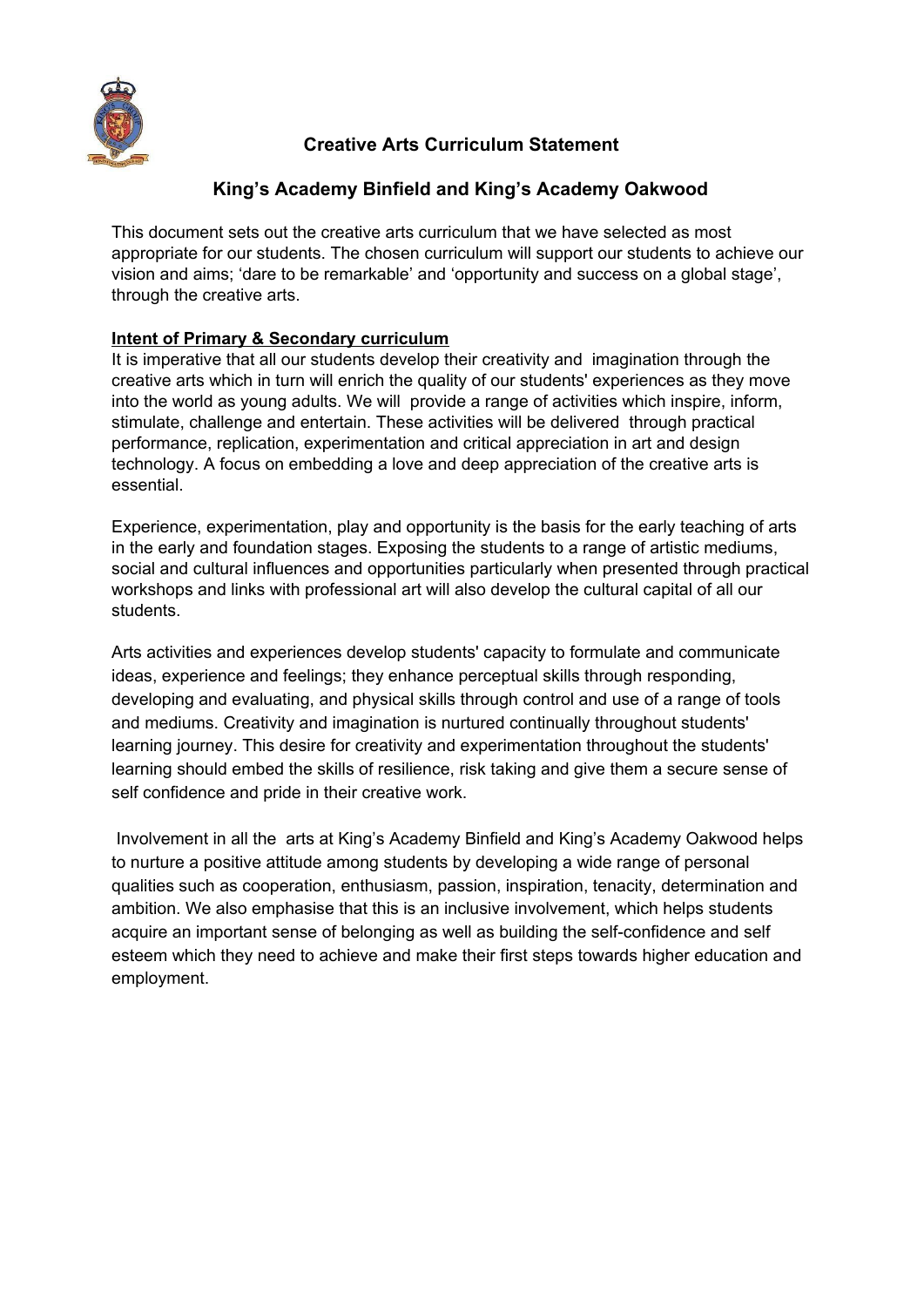## Creative Arts Curriculum Statement

## King's Academy Binfield and King's Academy Oakwood

This document sets out the creative arts curriculum that we have selected as most appropriate for our students. The chosen curriculum will support our students to achieve our vision and aims; 'dare to be remarkable' and 'opportunity and success on a global stage', through the creative arts.

**Intent of Primary & Secondary curriculum**

It is imperative that all our students develop their creativity and imagination through the creative arts which in turn will enrich the quality of our students' experiences as they move into the world as young adults. We will provide a range of activities which inspire, inform, stimulate, challenge and entertain. These activities will be delivered through practical performance, replication, experimentation and critical appreciation in art and design technology. A focus on embedding a love and deep appreciation of the creative arts is essential.

Experience, experimentation, play and opportunity is the basis for the early teaching of arts in the early and foundation stages. Exposing the students to a range of artistic mediums, social and cultural influences and opportunities particularly when presented through practical workshops and links with professional art will also develop the cultural capital of all our students.

Arts activities and experiences develop students' capacity to formulate and communicate ideas, experience and feelings; they enhance perceptual skills through responding, developing and evaluating, and physical skills through control and use of a range of tools and mediums. Creativity and imagination is nurtured continually throughout students' learning journey. This desire for creativity and experimentation throughout the students' learning should embed the skills of resilience, risk taking and give them a secure sense of self confidence and pride in their creative work.

Involvement in all the arts at King's Academy Binfield and King's Academy Oakwood helps to nurture a positive attitude among students by developing a wide range of personal qualities such as cooperation, enthusiasm, passion, inspiration, tenacity, determination and ambition. We also emphasise that this is an inclusive involvement, which helps students acquire an important sense of belonging as well as building the self-confidence and self esteem which they need to achieve and make their first steps towards higher education and employment.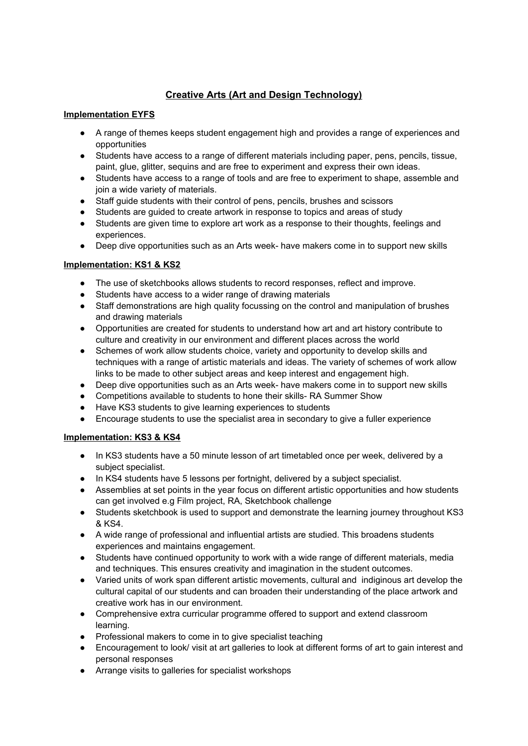## Creative Arts (Art and Design Technology)

### Implementation EYFS

- A range of themes keeps student engagement high and provides a range of experiences and opportunities
- Students have access to a range of different materials including paper, pens, pencils, tissue, paint, glue, glitter, sequins and are free to experiment and express their own ideas.
- Students have access to a range of tools and are free to experiment to shape, assemble and join a wide variety of materials.
- Staff guide students with their control of pens, pencils, brushes and scissors
- Students are guided to create artwork in response to topics and areas of study
- Students are given time to explore art work as a response to their thoughts, feelings and experiences.
- Deep dive opportunities such as an Arts week- have makers come in to support new skills

### Implementation: KS1 & KS2

- The use of sketchbooks allows students to record responses, reflect and improve.
- Students have access to a wider range of drawing materials
- Staff demonstrations are high quality focussing on the control and manipulation of brushes and drawing materials
- Opportunities are created for students to understand how art and art history contribute to culture and creativity in our environment and different places across the world
- Schemes of work allow students choice, variety and opportunity to develop skills and techniques with a range of artistic materials and ideas. The variety of schemes of work allow links to be made to other subject areas and keep interest and engagement high.
- Deep dive opportunities such as an Arts week- have makers come in to support new skills
- Competitions available to students to hone their skills- RA Summer Show
- Have KS3 students to give learning experiences to students
- Encourage students to use the specialist area in secondary to give a fuller experience

### Implementation: KS3 & KS4

- In KS3 students have a 50 minute lesson of art timetabled once per week, delivered by a subject specialist.
- In KS4 students have 5 lessons per fortnight, delivered by a subject specialist.
- Assemblies at set points in the year focus on different artistic opportunities and how students can get involved e.g Film project, RA, Sketchbook challenge
- Students sketchbook is used to support and demonstrate the learning journey throughout KS3 & KS4.
- A wide range of professional and influential artists are studied. This broadens students experiences and maintains engagement.
- Students have continued opportunity to work with a wide range of different materials, media and techniques. This ensures creativity and imagination in the student outcomes.
- Varied units of work span different artistic movements, cultural and indiginous art develop the cultural capital of our students and can broaden their understanding of the place artwork and creative work has in our environment.
- Comprehensive extra curricular programme offered to support and extend classroom learning.
- Professional makers to come in to give specialist teaching
- Encouragement to look/ visit at art galleries to look at different forms of art to gain interest and personal responses
- Arrange visits to galleries for specialist workshops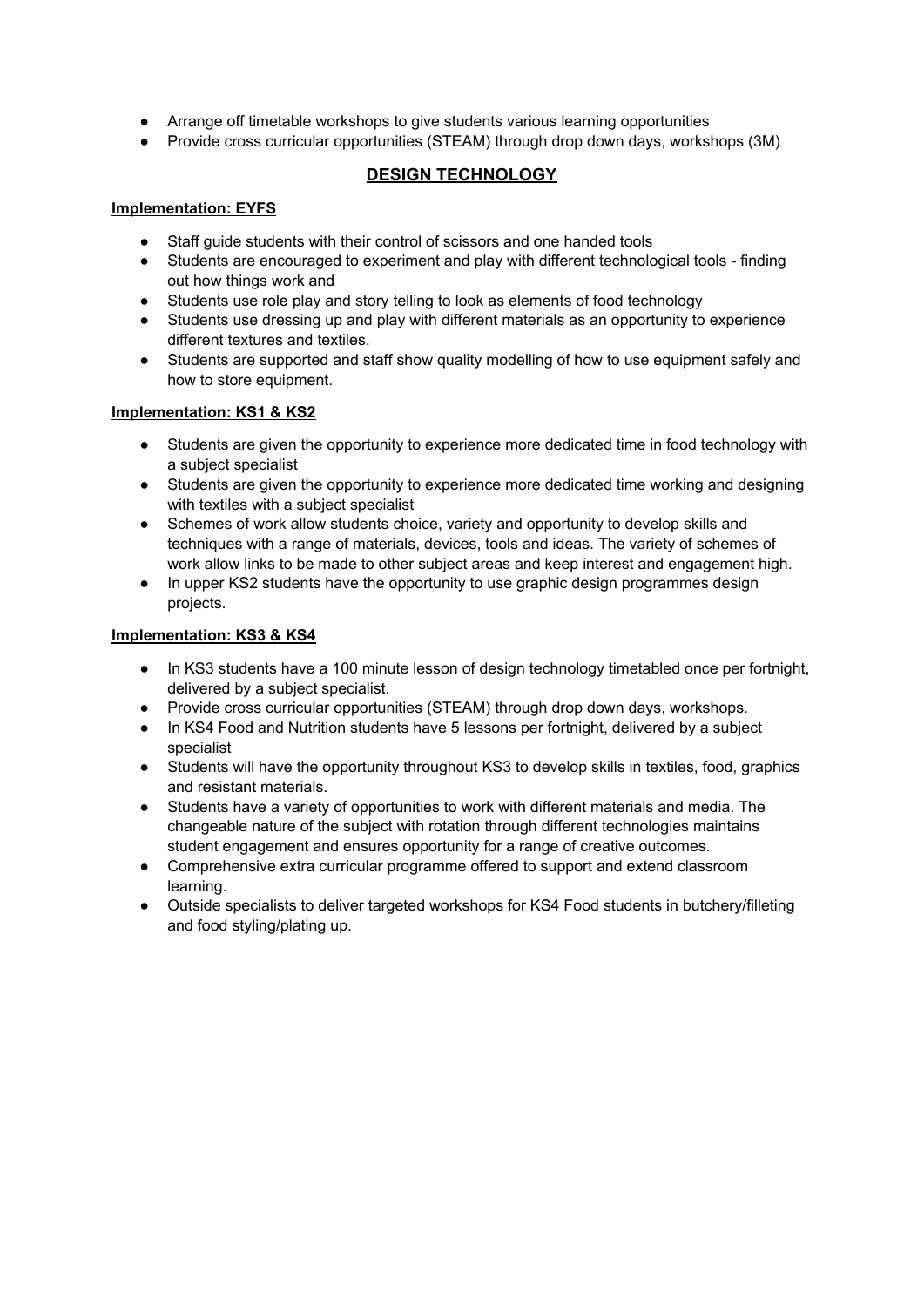- Arrange off timetable workshops to give students various learning opportunities
- Provide cross curricular opportunities (STEAM) through drop down days, workshops (3M)

## DESIGN TECHNOLOGY

**Implementation: EYFS**

- Staff guide students with their control of scissors and one handed tools
- Students are encouraged to experiment and play with different technological tools - finding out how things work and
- Students use role play and story telling to look as elements of food technology
- Students use dressing up and play with different materials as an opportunity to experience different textures and textiles.
- Students are supported and staff show quality modelling of how to use equipment safely and how to store equipment.

**Implementation: KS1 & KS2**

- Students are given the opportunity to experience more dedicated time in food technology with a subject specialist
- Students are given the opportunity to experience more dedicated time working and designing with textiles with a subject specialist
- Schemes of work allow students choice, variety and opportunity to develop skills and techniques with a range of materials, devices, tools and ideas. The variety of schemes of work allow links to be made to other subject areas and keep interest and engagement high.
- In upper KS2 students have the opportunity to use graphic design programmes design projects.

**Implementation: KS3 & KS4**

- In KS3 students have a 100 minute lesson of design technology timetabled once per fortnight, delivered by a subject specialist.
- Provide cross curricular opportunities (STEAM) through drop down days, workshops.
- In KS4 Food and Nutrition students have 5 lessons per fortnight, delivered by a subject specialist
- Students will have the opportunity throughout KS3 to develop skills in textiles, food, graphics and resistant materials.
- Students have a variety of opportunities to work with different materials and media. The changeable nature of the subject with rotation through different technologies maintains student engagement and ensures opportunity for a range of creative outcomes.
- Comprehensive extra curricular programme offered to support and extend classroom learning.
- Outside specialists to deliver targeted workshops for KS4 Food students in butchery/filleting and food styling/plating up.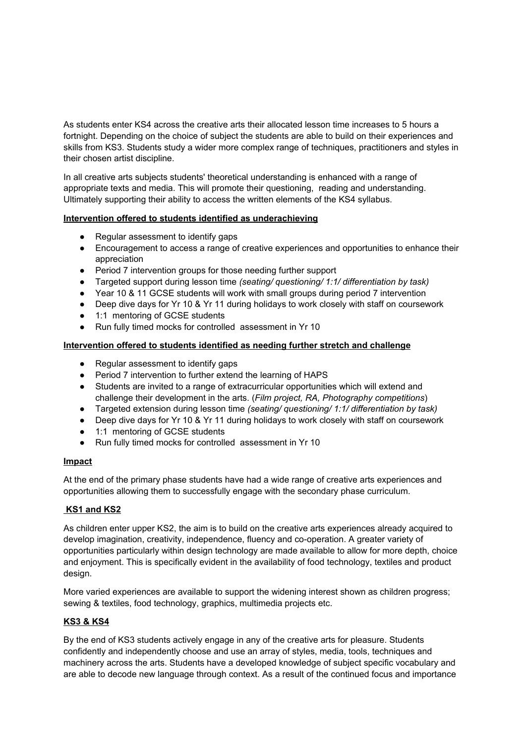As students enter KS4 across the creative arts their allocated lesson time increases to 5 hours a fortnight. Depending on the choice of subject the students are able to build on their experiences and skills from KS3. Students study a wider more complex range of techniques, practitioners and styles in their chosen artist discipline.

In all creative arts subjects students' theoretical understanding is enhanced with a range of appropriate texts and media. This will promote their questioning, reading and understanding. Ultimately supporting their ability to access the written elements of the KS4 syllabus.

**Intervention offered to students identified as underachieving**

- Regular assessment to identify gaps
- Encouragement to access a range of creative experiences and opportunities to enhance their appreciation
- Period 7 intervention groups for those needing further support
- Targeted support during lesson time *(seating/ questioning/ 1:1/ differentiation by task)*
- Year 10 & 11 GCSE students will work with small groups during period 7 intervention
- Deep dive days for Yr 10 & Yr 11 during holidays to work closely with staff on coursework
- 1:1 mentoring of GCSE students
- Run fully timed mocks for controlled assessment in Yr 10

**Intervention offered to students identified as needing further stretch and challenge**

- Regular assessment to identify gaps
- Period 7 intervention to further extend the learning of HAPS
- Students are invited to a range of extracurricular opportunities which will extend and challenge their development in the arts. (*Film project, RA, Photography competitions*)
- Targeted extension during lesson time *(seating/ questioning/ 1:1/ differentiation by task)*
- Deep dive days for Yr 10 & Yr 11 during holidays to work closely with staff on coursework
- 1:1 mentoring of GCSE students
- Run fully timed mocks for controlled assessment in Yr 10

**Impact**

At the end of the primary phase students have had a wide range of creative arts experiences and opportunities allowing them to successfully engage with the secondary phase curriculum.

**KS1 and KS2**

As children enter upper KS2, the aim is to build on the creative arts experiences already acquired to develop imagination, creativity, independence, fluency and co-operation. A greater variety of opportunities particularly within design technology are made available to allow for more depth, choice and enjoyment. This is specifically evident in the availability of food technology, textiles and product design.

More varied experiences are available to support the widening interest shown as children progress; sewing & textiles, food technology, graphics, multimedia projects etc.

**KS3 & KS4**

By the end of KS3 students actively engage in any of the creative arts for pleasure. Students confidently and independently choose and use an array of styles, media, tools, techniques and machinery across the arts. Students have a developed knowledge of subject specific vocabulary and are able to decode new language through context. As a result of the continued focus and importance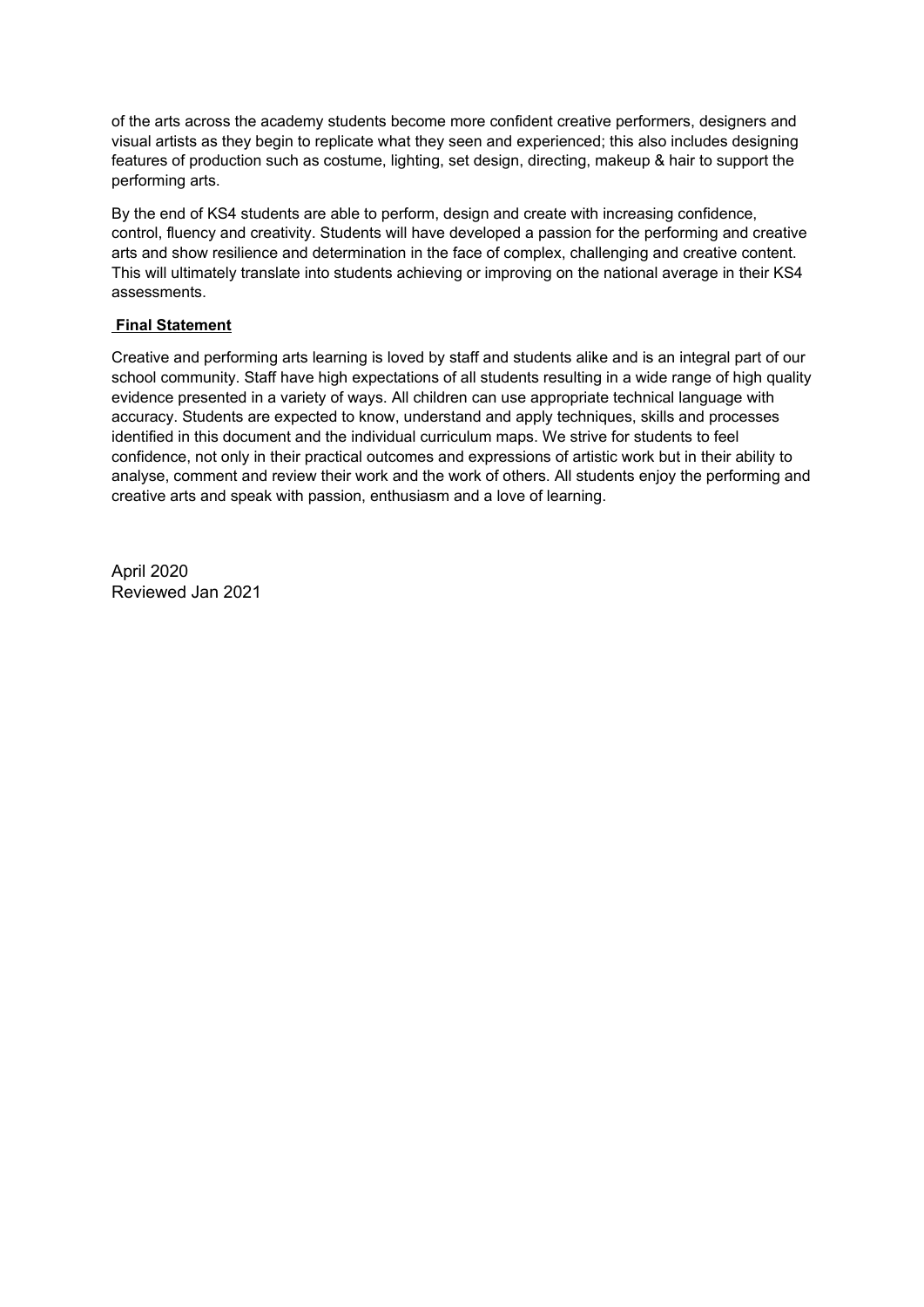of the arts across the academy students become more confident creative performers, designers and visual artists as they begin to replicate what they seen and experienced; this also includes designing features of production such as costume, lighting, set design, directing, makeup & hair to support the performing arts.

By the end of KS4 students are able to perform, design and create with increasing confidence, control, fluency and creativity. Students will have developed a passion for the performing and creative arts and show resilience and determination in the face of complex, challenging and creative content. This will ultimately translate into students achieving or improving on the national average in their KS4 assessments.

**Final Statement**

Creative and performing arts learning is loved by staff and students alike and is an integral part of our school community. Staff have high expectations of all students resulting in a wide range of high quality evidence presented in a variety of ways. All children can use appropriate technical language with accuracy. Students are expected to know, understand and apply techniques, skills and processes identified in this document and the individual curriculum maps. We strive for students to feel confidence, not only in their practical outcomes and expressions of artistic work but in their ability to analyse, comment and review their work and the work of others. All students enjoy the performing and creative arts and speak with passion, enthusiasm and a love of learning.

April 2020
Reviewed Jan 2021